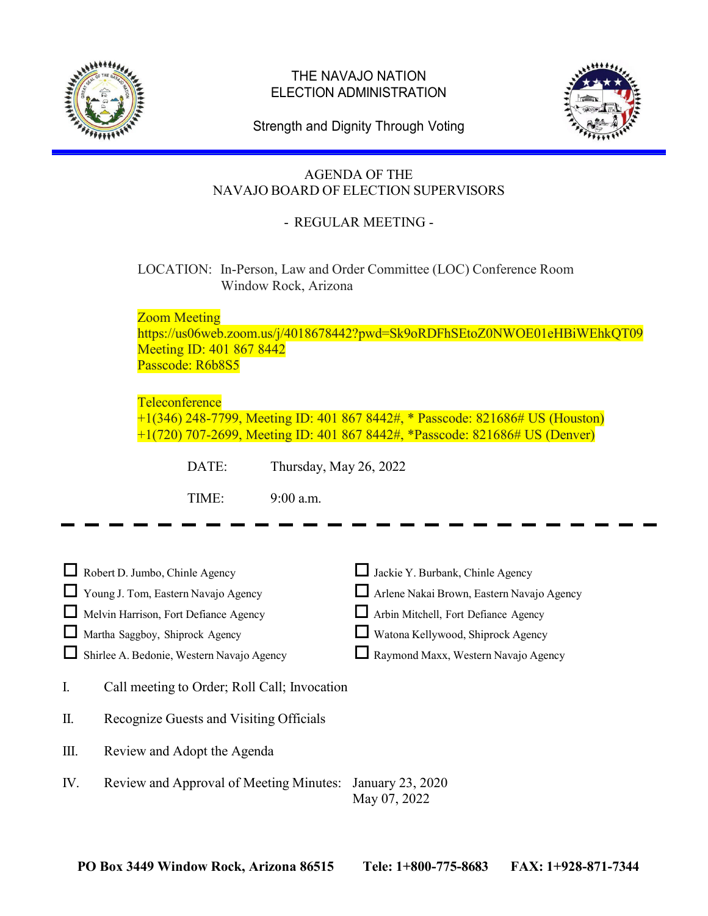# THE NAVAJO NATION ELECTION ADMINISTRATION

Strength and Dignity Through Voting

## AGENDA OF THE NAVAJO BOARD OF ELECTION SUPERVISORS

### - REGULAR MEETING -

LOCATION: In-Person, Law and Order Committee (LOC) Conference Room
Window Rock, Arizona

Zoom Meeting
https://us06web.zoom.us/j/4018678442?pwd=Sk9oRDFhSEtoZ0NWOE01eHBiWEhkQT09
Meeting ID: 401 867 8442
Passcode: R6b8S5

Teleconference
+1(346) 248-7799, Meeting ID: 401 867 8442#, * Passcode: 821686# US (Houston)
+1(720) 707-2699, Meeting ID: 401 867 8442#, *Passcode: 821686# US (Denver)

DATE: Thursday, May 26, 2022

TIME: 9:00 a.m.

---

- ☐ Robert D. Jumbo, Chinle Agency
- ☐ Young J. Tom, Eastern Navajo Agency
- ☐ Melvin Harrison, Fort Defiance Agency
- ☐ Martha Saggboy, Shiprock Agency
- ☐ Shirlee A. Bedonie, Western Navajo Agency
- ☐ Jackie Y. Burbank, Chinle Agency
- ☐ Arlene Nakai Brown, Eastern Navajo Agency
- ☐ Arbin Mitchell, Fort Defiance Agency
- ☐ Watona Kellywood, Shiprock Agency
- ☐ Raymond Maxx, Western Navajo Agency

I. Call meeting to Order; Roll Call; Invocation

II. Recognize Guests and Visiting Officials

III. Review and Adopt the Agenda

IV. Review and Approval of Meeting Minutes: January 23, 2020
May 07, 2022

**PO Box 3449 Window Rock, Arizona 86515 Tele: 1+800-775-8683 FAX: 1+928-871-7344**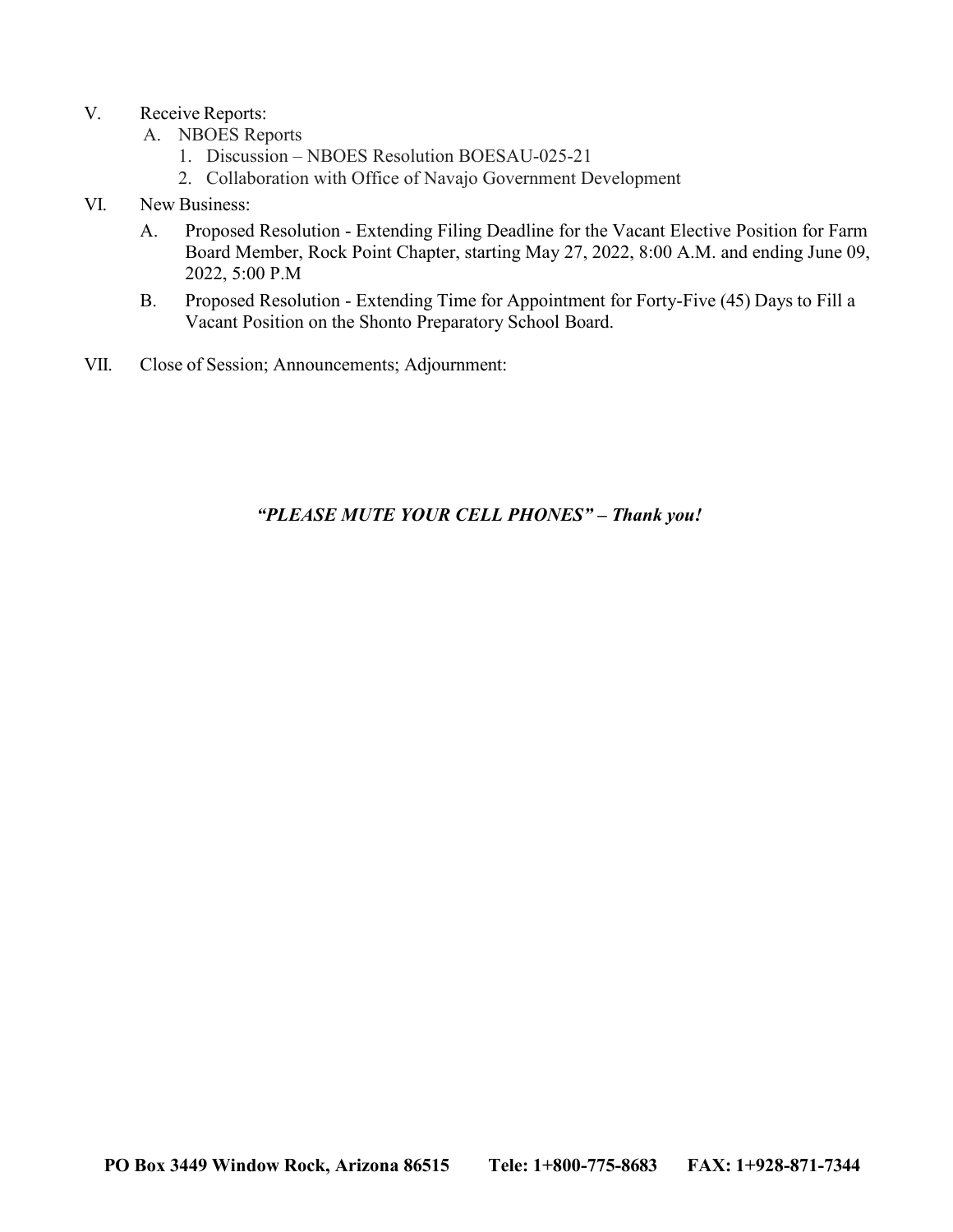V. Receive Reports:
   A. NBOES Reports
      1. Discussion – NBOES Resolution BOESAU-025-21
      2. Collaboration with Office of Navajo Government Development

VI. New Business:
   A. Proposed Resolution - Extending Filing Deadline for the Vacant Elective Position for Farm Board Member, Rock Point Chapter, starting May 27, 2022, 8:00 A.M. and ending June 09, 2022, 5:00 P.M
   B. Proposed Resolution - Extending Time for Appointment for Forty-Five (45) Days to Fill a Vacant Position on the Shonto Preparatory School Board.

VII. Close of Session; Announcements; Adjournment:

***"PLEASE MUTE YOUR CELL PHONES" – Thank you!***

**PO Box 3449 Window Rock, Arizona 86515 Tele: 1+800-775-8683 FAX: 1+928-871-7344**